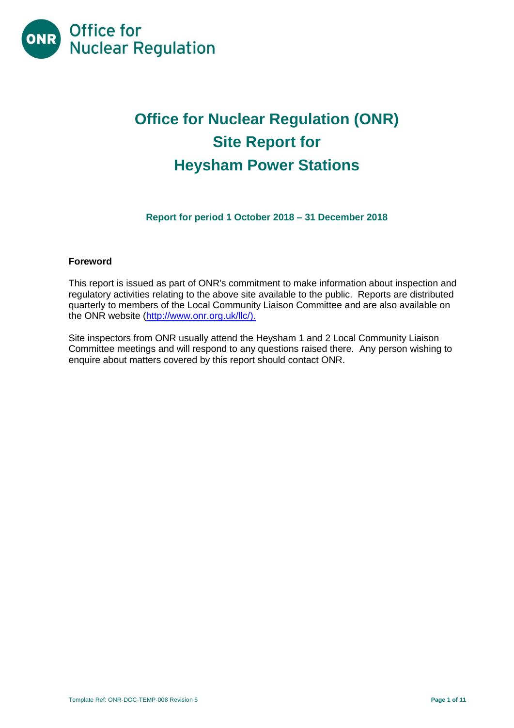Office for Nuclear Regulation

# Office for Nuclear Regulation (ONR) Site Report for Heysham Power Stations

**Report for period 1 October 2018 – 31 December 2018**

**Foreword**

This report is issued as part of ONR's commitment to make information about inspection and regulatory activities relating to the above site available to the public. Reports are distributed quarterly to members of the Local Community Liaison Committee and are also available on the ONR website (http://www.onr.org.uk/llc/).

Site inspectors from ONR usually attend the Heysham 1 and 2 Local Community Liaison Committee meetings and will respond to any questions raised there. Any person wishing to enquire about matters covered by this report should contact ONR.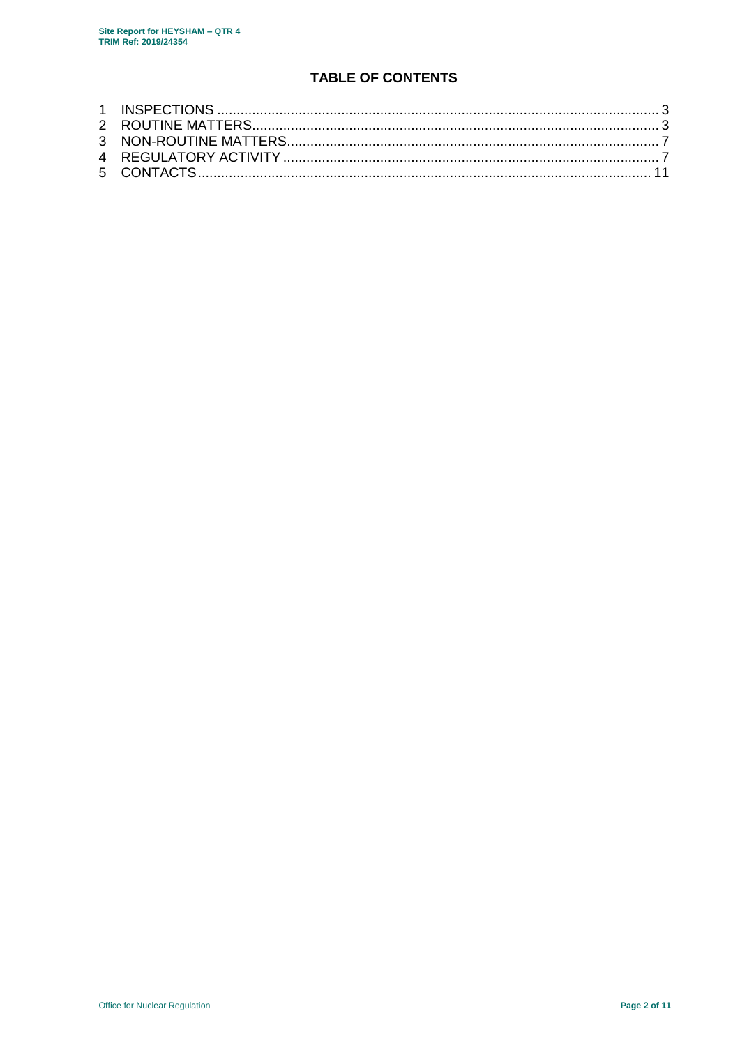## TABLE OF CONTENTS

1 INSPECTIONS ........................................................................................................ 3
2 ROUTINE MATTERS.............................................................................................. 3
3 NON-ROUTINE MATTERS..................................................................................... 7
4 REGULATORY ACTIVITY ...................................................................................... 7
5 CONTACTS........................................................................................................... 11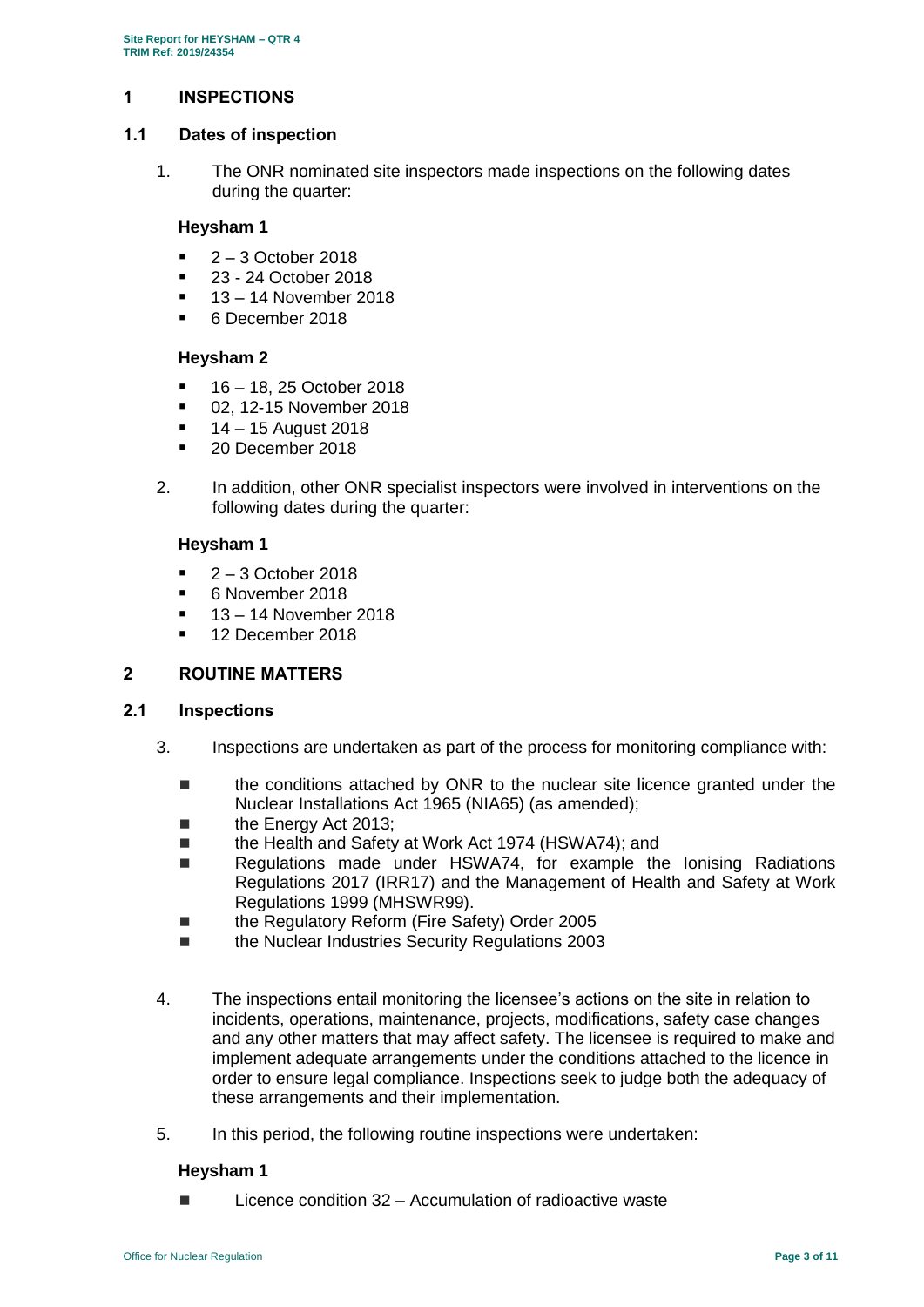# 1 INSPECTIONS

## 1.1 Dates of inspection

1. The ONR nominated site inspectors made inspections on the following dates during the quarter:

**Heysham 1**

- 2 – 3 October 2018
- 23 - 24 October 2018
- 13 – 14 November 2018
- 6 December 2018

**Heysham 2**

- 16 – 18, 25 October 2018
- 02, 12-15 November 2018
- 14 – 15 August 2018
- 20 December 2018

2. In addition, other ONR specialist inspectors were involved in interventions on the following dates during the quarter:

**Heysham 1**

- 2 – 3 October 2018
- 6 November 2018
- 13 – 14 November 2018
- 12 December 2018

# 2 ROUTINE MATTERS

## 2.1 Inspections

3. Inspections are undertaken as part of the process for monitoring compliance with:

- the conditions attached by ONR to the nuclear site licence granted under the Nuclear Installations Act 1965 (NIA65) (as amended);
- the Energy Act 2013;
- the Health and Safety at Work Act 1974 (HSWA74); and
- Regulations made under HSWA74, for example the Ionising Radiations Regulations 2017 (IRR17) and the Management of Health and Safety at Work Regulations 1999 (MHSWR99).
- the Regulatory Reform (Fire Safety) Order 2005
- the Nuclear Industries Security Regulations 2003

4. The inspections entail monitoring the licensee's actions on the site in relation to incidents, operations, maintenance, projects, modifications, safety case changes and any other matters that may affect safety. The licensee is required to make and implement adequate arrangements under the conditions attached to the licence in order to ensure legal compliance. Inspections seek to judge both the adequacy of these arrangements and their implementation.

5. In this period, the following routine inspections were undertaken:

**Heysham 1**

- Licence condition 32 – Accumulation of radioactive waste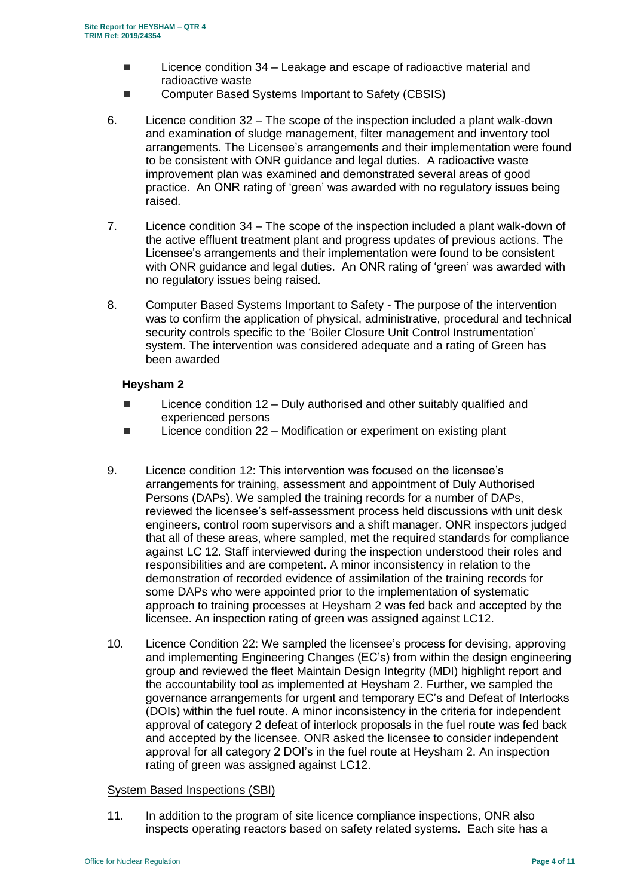- Licence condition 34 – Leakage and escape of radioactive material and radioactive waste
- Computer Based Systems Important to Safety (CBSIS)

6. Licence condition 32 – The scope of the inspection included a plant walk-down and examination of sludge management, filter management and inventory tool arrangements. The Licensee's arrangements and their implementation were found to be consistent with ONR guidance and legal duties. A radioactive waste improvement plan was examined and demonstrated several areas of good practice. An ONR rating of 'green' was awarded with no regulatory issues being raised.

7. Licence condition 34 – The scope of the inspection included a plant walk-down of the active effluent treatment plant and progress updates of previous actions. The Licensee's arrangements and their implementation were found to be consistent with ONR guidance and legal duties. An ONR rating of 'green' was awarded with no regulatory issues being raised.

8. Computer Based Systems Important to Safety - The purpose of the intervention was to confirm the application of physical, administrative, procedural and technical security controls specific to the 'Boiler Closure Unit Control Instrumentation' system. The intervention was considered adequate and a rating of Green has been awarded

**Heysham 2**

- Licence condition 12 – Duly authorised and other suitably qualified and experienced persons
- Licence condition 22 – Modification or experiment on existing plant

9. Licence condition 12: This intervention was focused on the licensee's arrangements for training, assessment and appointment of Duly Authorised Persons (DAPs). We sampled the training records for a number of DAPs, reviewed the licensee's self-assessment process held discussions with unit desk engineers, control room supervisors and a shift manager. ONR inspectors judged that all of these areas, where sampled, met the required standards for compliance against LC 12. Staff interviewed during the inspection understood their roles and responsibilities and are competent. A minor inconsistency in relation to the demonstration of recorded evidence of assimilation of the training records for some DAPs who were appointed prior to the implementation of systematic approach to training processes at Heysham 2 was fed back and accepted by the licensee. An inspection rating of green was assigned against LC12.

10. Licence Condition 22: We sampled the licensee's process for devising, approving and implementing Engineering Changes (EC's) from within the design engineering group and reviewed the fleet Maintain Design Integrity (MDI) highlight report and the accountability tool as implemented at Heysham 2. Further, we sampled the governance arrangements for urgent and temporary EC's and Defeat of Interlocks (DOIs) within the fuel route. A minor inconsistency in the criteria for independent approval of category 2 defeat of interlock proposals in the fuel route was fed back and accepted by the licensee. ONR asked the licensee to consider independent approval for all category 2 DOI's in the fuel route at Heysham 2. An inspection rating of green was assigned against LC12.

System Based Inspections (SBI)

11. In addition to the program of site licence compliance inspections, ONR also inspects operating reactors based on safety related systems. Each site has a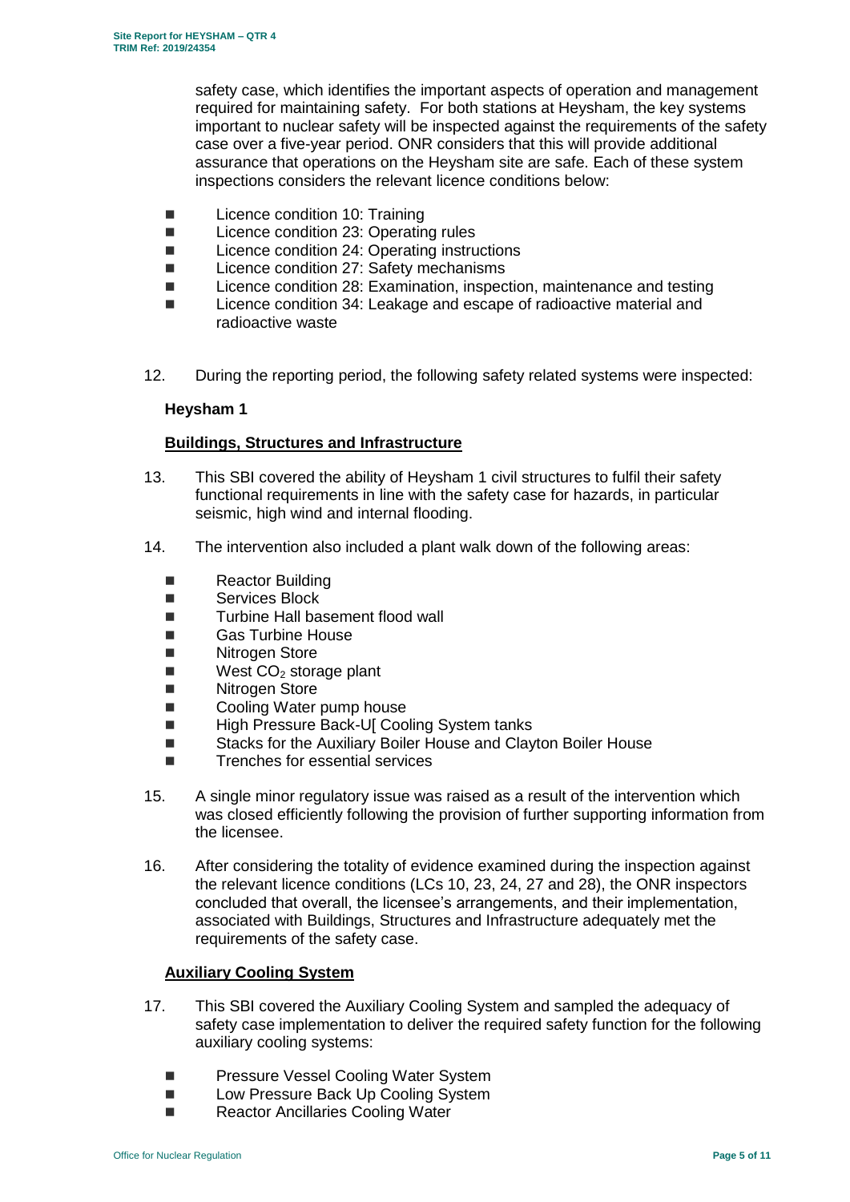safety case, which identifies the important aspects of operation and management required for maintaining safety. For both stations at Heysham, the key systems important to nuclear safety will be inspected against the requirements of the safety case over a five-year period. ONR considers that this will provide additional assurance that operations on the Heysham site are safe. Each of these system inspections considers the relevant licence conditions below:

- Licence condition 10: Training
- Licence condition 23: Operating rules
- Licence condition 24: Operating instructions
- Licence condition 27: Safety mechanisms
- Licence condition 28: Examination, inspection, maintenance and testing
- Licence condition 34: Leakage and escape of radioactive material and radioactive waste

12. During the reporting period, the following safety related systems were inspected:

**Heysham 1**

**Buildings, Structures and Infrastructure**

13. This SBI covered the ability of Heysham 1 civil structures to fulfil their safety functional requirements in line with the safety case for hazards, in particular seismic, high wind and internal flooding.

14. The intervention also included a plant walk down of the following areas:

- Reactor Building
- Services Block
- Turbine Hall basement flood wall
- Gas Turbine House
- Nitrogen Store
- West $CO_2$ storage plant
- Nitrogen Store
- Cooling Water pump house
- High Pressure Back-U[ Cooling System tanks
- Stacks for the Auxiliary Boiler House and Clayton Boiler House
- Trenches for essential services

15. A single minor regulatory issue was raised as a result of the intervention which was closed efficiently following the provision of further supporting information from the licensee.

16. After considering the totality of evidence examined during the inspection against the relevant licence conditions (LCs 10, 23, 24, 27 and 28), the ONR inspectors concluded that overall, the licensee's arrangements, and their implementation, associated with Buildings, Structures and Infrastructure adequately met the requirements of the safety case.

**Auxiliary Cooling System**

17. This SBI covered the Auxiliary Cooling System and sampled the adequacy of safety case implementation to deliver the required safety function for the following auxiliary cooling systems:

- Pressure Vessel Cooling Water System
- Low Pressure Back Up Cooling System
- Reactor Ancillaries Cooling Water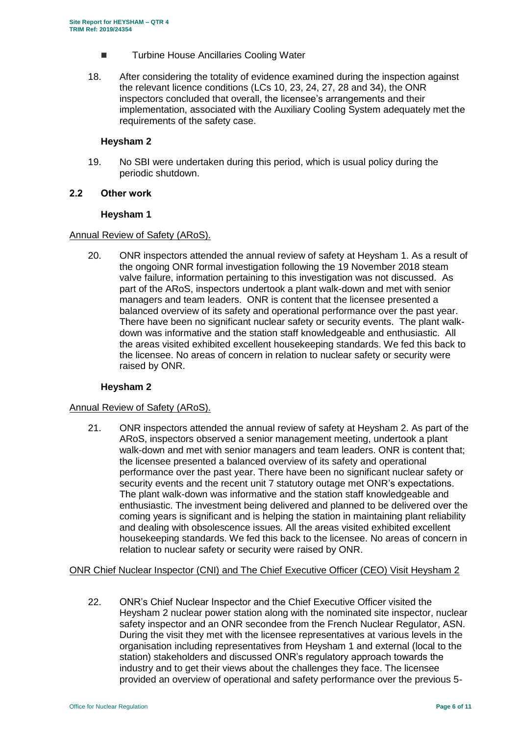- Turbine House Ancillaries Cooling Water

18. After considering the totality of evidence examined during the inspection against the relevant licence conditions (LCs 10, 23, 24, 27, 28 and 34), the ONR inspectors concluded that overall, the licensee's arrangements and their implementation, associated with the Auxiliary Cooling System adequately met the requirements of the safety case.

**Heysham 2**

19. No SBI were undertaken during this period, which is usual policy during the periodic shutdown.

### 2.2 Other work

**Heysham 1**

Annual Review of Safety (ARoS).

20. ONR inspectors attended the annual review of safety at Heysham 1. As a result of the ongoing ONR formal investigation following the 19 November 2018 steam valve failure, information pertaining to this investigation was not discussed. As part of the ARoS, inspectors undertook a plant walk-down and met with senior managers and team leaders. ONR is content that the licensee presented a balanced overview of its safety and operational performance over the past year. There have been no significant nuclear safety or security events. The plant walk-down was informative and the station staff knowledgeable and enthusiastic. All the areas visited exhibited excellent housekeeping standards. We fed this back to the licensee. No areas of concern in relation to nuclear safety or security were raised by ONR.

**Heysham 2**

Annual Review of Safety (ARoS).

21. ONR inspectors attended the annual review of safety at Heysham 2. As part of the ARoS, inspectors observed a senior management meeting, undertook a plant walk-down and met with senior managers and team leaders. ONR is content that; the licensee presented a balanced overview of its safety and operational performance over the past year. There have been no significant nuclear safety or security events and the recent unit 7 statutory outage met ONR's expectations. The plant walk-down was informative and the station staff knowledgeable and enthusiastic. The investment being delivered and planned to be delivered over the coming years is significant and is helping the station in maintaining plant reliability and dealing with obsolescence issues. All the areas visited exhibited excellent housekeeping standards. We fed this back to the licensee. No areas of concern in relation to nuclear safety or security were raised by ONR.

ONR Chief Nuclear Inspector (CNI) and The Chief Executive Officer (CEO) Visit Heysham 2

22. ONR's Chief Nuclear Inspector and the Chief Executive Officer visited the Heysham 2 nuclear power station along with the nominated site inspector, nuclear safety inspector and an ONR secondee from the French Nuclear Regulator, ASN. During the visit they met with the licensee representatives at various levels in the organisation including representatives from Heysham 1 and external (local to the station) stakeholders and discussed ONR's regulatory approach towards the industry and to get their views about the challenges they face. The licensee provided an overview of operational and safety performance over the previous 5-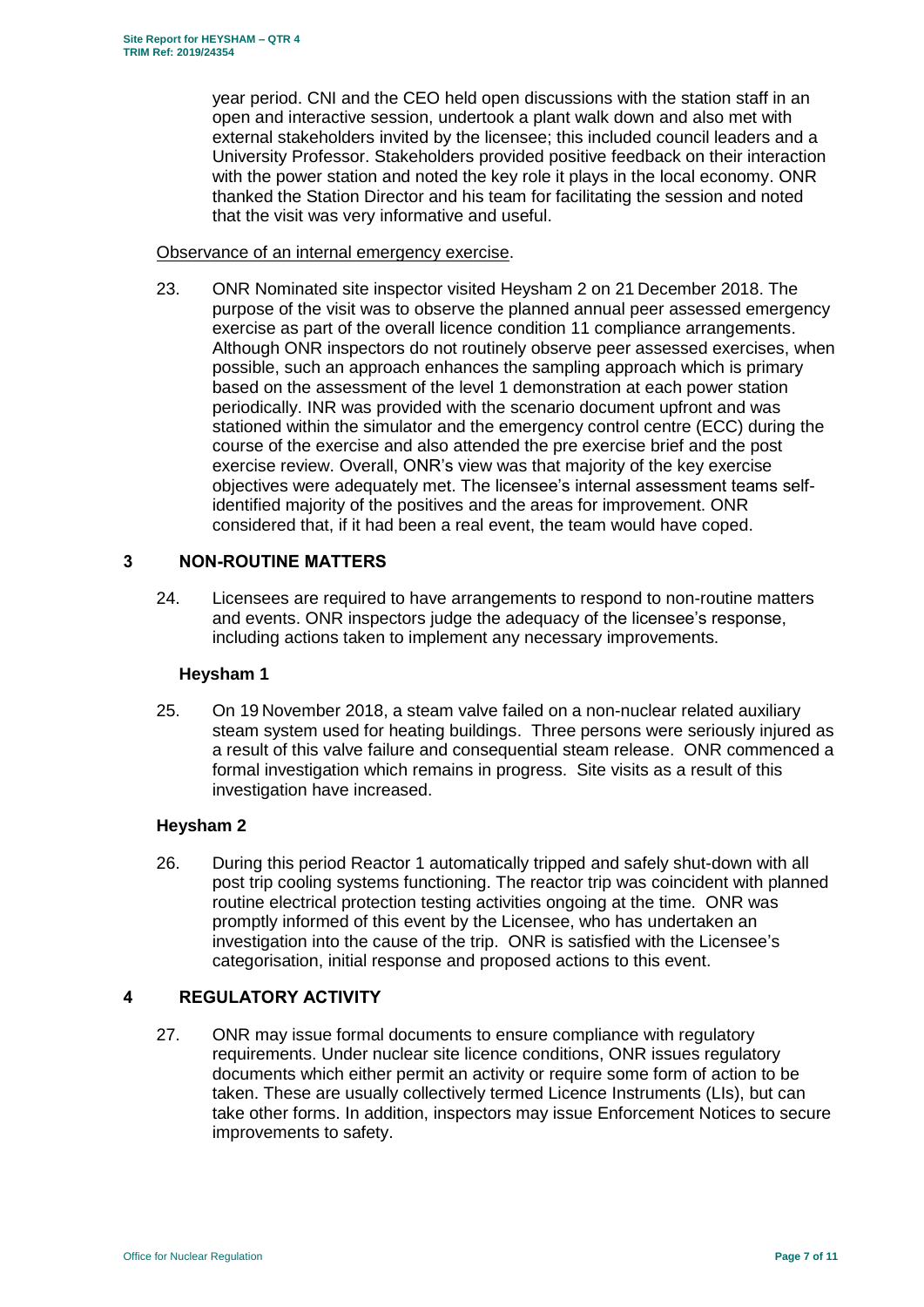year period. CNI and the CEO held open discussions with the station staff in an open and interactive session, undertook a plant walk down and also met with external stakeholders invited by the licensee; this included council leaders and a University Professor. Stakeholders provided positive feedback on their interaction with the power station and noted the key role it plays in the local economy. ONR thanked the Station Director and his team for facilitating the session and noted that the visit was very informative and useful.

Observance of an internal emergency exercise.

23. ONR Nominated site inspector visited Heysham 2 on 21 December 2018. The purpose of the visit was to observe the planned annual peer assessed emergency exercise as part of the overall licence condition 11 compliance arrangements. Although ONR inspectors do not routinely observe peer assessed exercises, when possible, such an approach enhances the sampling approach which is primary based on the assessment of the level 1 demonstration at each power station periodically. INR was provided with the scenario document upfront and was stationed within the simulator and the emergency control centre (ECC) during the course of the exercise and also attended the pre exercise brief and the post exercise review. Overall, ONR's view was that majority of the key exercise objectives were adequately met. The licensee's internal assessment teams self-identified majority of the positives and the areas for improvement. ONR considered that, if it had been a real event, the team would have coped.

## 3 NON-ROUTINE MATTERS

24. Licensees are required to have arrangements to respond to non-routine matters and events. ONR inspectors judge the adequacy of the licensee's response, including actions taken to implement any necessary improvements.

### Heysham 1

25. On 19 November 2018, a steam valve failed on a non-nuclear related auxiliary steam system used for heating buildings. Three persons were seriously injured as a result of this valve failure and consequential steam release. ONR commenced a formal investigation which remains in progress. Site visits as a result of this investigation have increased.

### Heysham 2

26. During this period Reactor 1 automatically tripped and safely shut-down with all post trip cooling systems functioning. The reactor trip was coincident with planned routine electrical protection testing activities ongoing at the time. ONR was promptly informed of this event by the Licensee, who has undertaken an investigation into the cause of the trip. ONR is satisfied with the Licensee's categorisation, initial response and proposed actions to this event.

## 4 REGULATORY ACTIVITY

27. ONR may issue formal documents to ensure compliance with regulatory requirements. Under nuclear site licence conditions, ONR issues regulatory documents which either permit an activity or require some form of action to be taken. These are usually collectively termed Licence Instruments (LIs), but can take other forms. In addition, inspectors may issue Enforcement Notices to secure improvements to safety.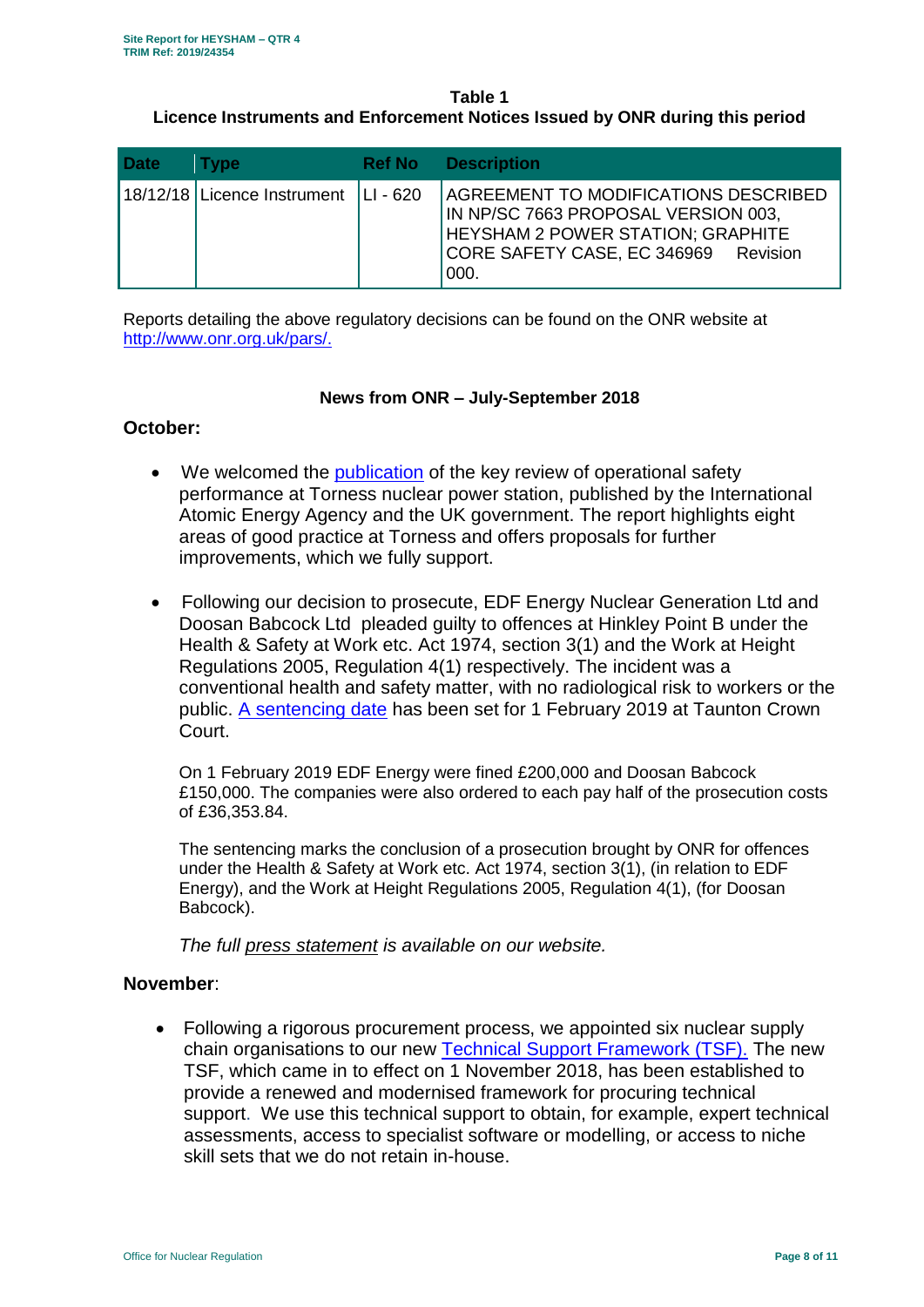**Table 1**
**Licence Instruments and Enforcement Notices Issued by ONR during this period**

| Date | Type | Ref No | Description |
|---|---|---|---|
| 18/12/18 | Licence Instrument | LI - 620 | AGREEMENT TO MODIFICATIONS DESCRIBED IN NP/SC 7663 PROPOSAL VERSION 003, HEYSHAM 2 POWER STATION; GRAPHITE CORE SAFETY CASE, EC 346969 Revision 000. |

Reports detailing the above regulatory decisions can be found on the ONR website at [http://www.onr.org.uk/pars/.](http://www.onr.org.uk/pars/)

**News from ONR – July-September 2018**

## October:

- We welcomed the [publication](publication) of the key review of operational safety performance at Torness nuclear power station, published by the International Atomic Energy Agency and the UK government. The report highlights eight areas of good practice at Torness and offers proposals for further improvements, which we fully support.

- Following our decision to prosecute, EDF Energy Nuclear Generation Ltd and Doosan Babcock Ltd pleaded guilty to offences at Hinkley Point B under the Health & Safety at Work etc. Act 1974, section 3(1) and the Work at Height Regulations 2005, Regulation 4(1) respectively. The incident was a conventional health and safety matter, with no radiological risk to workers or the public. [A sentencing date](A sentencing date) has been set for 1 February 2019 at Taunton Crown Court.

  On 1 February 2019 EDF Energy were fined £200,000 and Doosan Babcock £150,000. The companies were also ordered to each pay half of the prosecution costs of £36,353.84.

  The sentencing marks the conclusion of a prosecution brought by ONR for offences under the Health & Safety at Work etc. Act 1974, section 3(1), (in relation to EDF Energy), and the Work at Height Regulations 2005, Regulation 4(1), (for Doosan Babcock).

  *The full press statement is available on our website.*

## November:

- Following a rigorous procurement process, we appointed six nuclear supply chain organisations to our new [Technical Support Framework (TSF).](Technical Support Framework (TSF)) The new TSF, which came in to effect on 1 November 2018, has been established to provide a renewed and modernised framework for procuring technical support. We use this technical support to obtain, for example, expert technical assessments, access to specialist software or modelling, or access to niche skill sets that we do not retain in-house.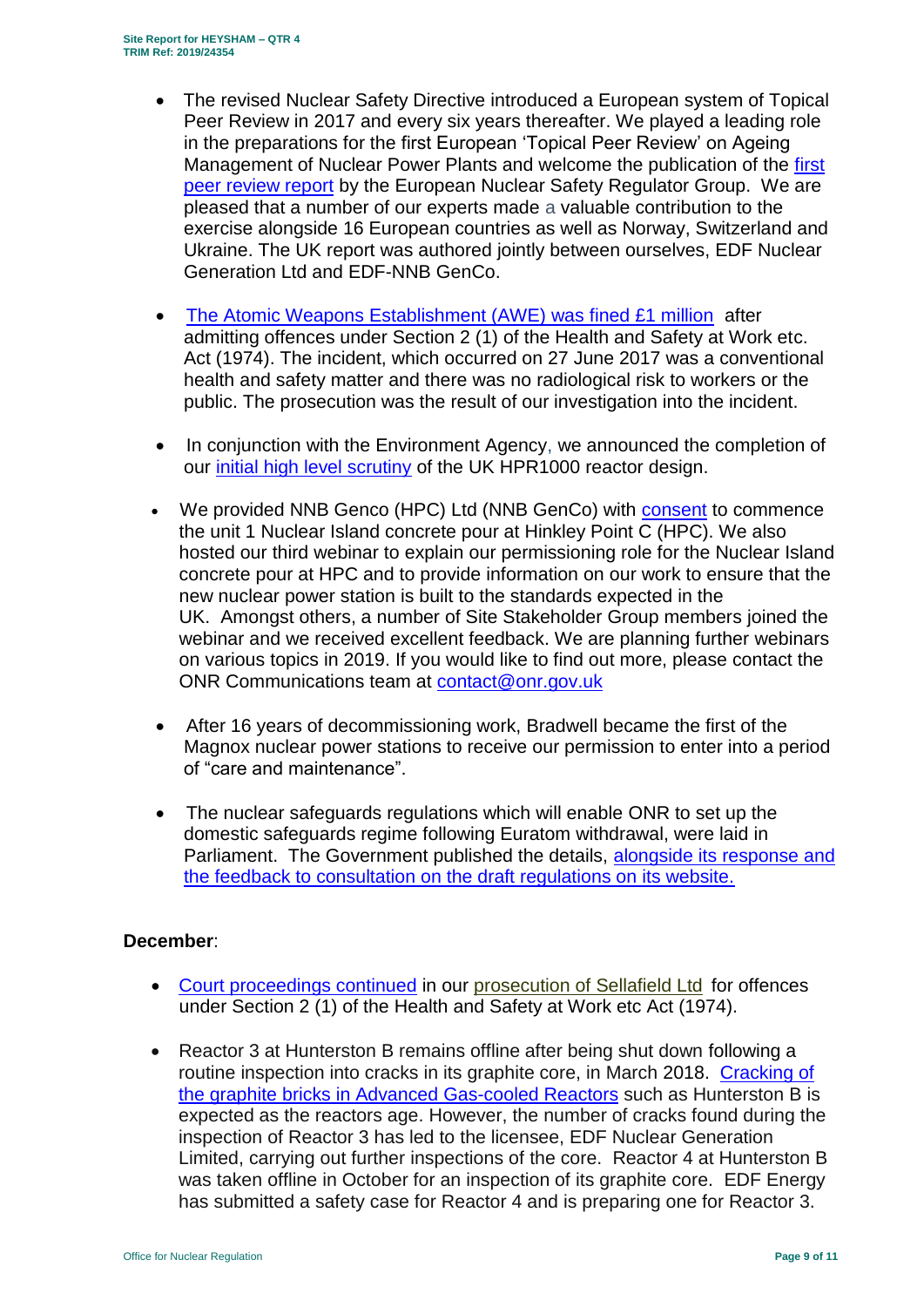- The revised Nuclear Safety Directive introduced a European system of Topical Peer Review in 2017 and every six years thereafter. We played a leading role in the preparations for the first European 'Topical Peer Review' on Ageing Management of Nuclear Power Plants and welcome the publication of the first peer review report by the European Nuclear Safety Regulator Group. We are pleased that a number of our experts made a valuable contribution to the exercise alongside 16 European countries as well as Norway, Switzerland and Ukraine. The UK report was authored jointly between ourselves, EDF Nuclear Generation Ltd and EDF-NNB GenCo.

- The Atomic Weapons Establishment (AWE) was fined £1 million after admitting offences under Section 2 (1) of the Health and Safety at Work etc. Act (1974). The incident, which occurred on 27 June 2017 was a conventional health and safety matter and there was no radiological risk to workers or the public. The prosecution was the result of our investigation into the incident.

- In conjunction with the Environment Agency, we announced the completion of our initial high level scrutiny of the UK HPR1000 reactor design.

- We provided NNB Genco (HPC) Ltd (NNB GenCo) with consent to commence the unit 1 Nuclear Island concrete pour at Hinkley Point C (HPC). We also hosted our third webinar to explain our permissioning role for the Nuclear Island concrete pour at HPC and to provide information on our work to ensure that the new nuclear power station is built to the standards expected in the UK. Amongst others, a number of Site Stakeholder Group members joined the webinar and we received excellent feedback. We are planning further webinars on various topics in 2019. If you would like to find out more, please contact the ONR Communications team at contact@onr.gov.uk

- After 16 years of decommissioning work, Bradwell became the first of the Magnox nuclear power stations to receive our permission to enter into a period of "care and maintenance".

- The nuclear safeguards regulations which will enable ONR to set up the domestic safeguards regime following Euratom withdrawal, were laid in Parliament. The Government published the details, alongside its response and the feedback to consultation on the draft regulations on its website.

**December**:

- Court proceedings continued in our prosecution of Sellafield Ltd for offences under Section 2 (1) of the Health and Safety at Work etc Act (1974).

- Reactor 3 at Hunterston B remains offline after being shut down following a routine inspection into cracks in its graphite core, in March 2018. Cracking of the graphite bricks in Advanced Gas-cooled Reactors such as Hunterston B is expected as the reactors age. However, the number of cracks found during the inspection of Reactor 3 has led to the licensee, EDF Nuclear Generation Limited, carrying out further inspections of the core. Reactor 4 at Hunterston B was taken offline in October for an inspection of its graphite core. EDF Energy has submitted a safety case for Reactor 4 and is preparing one for Reactor 3.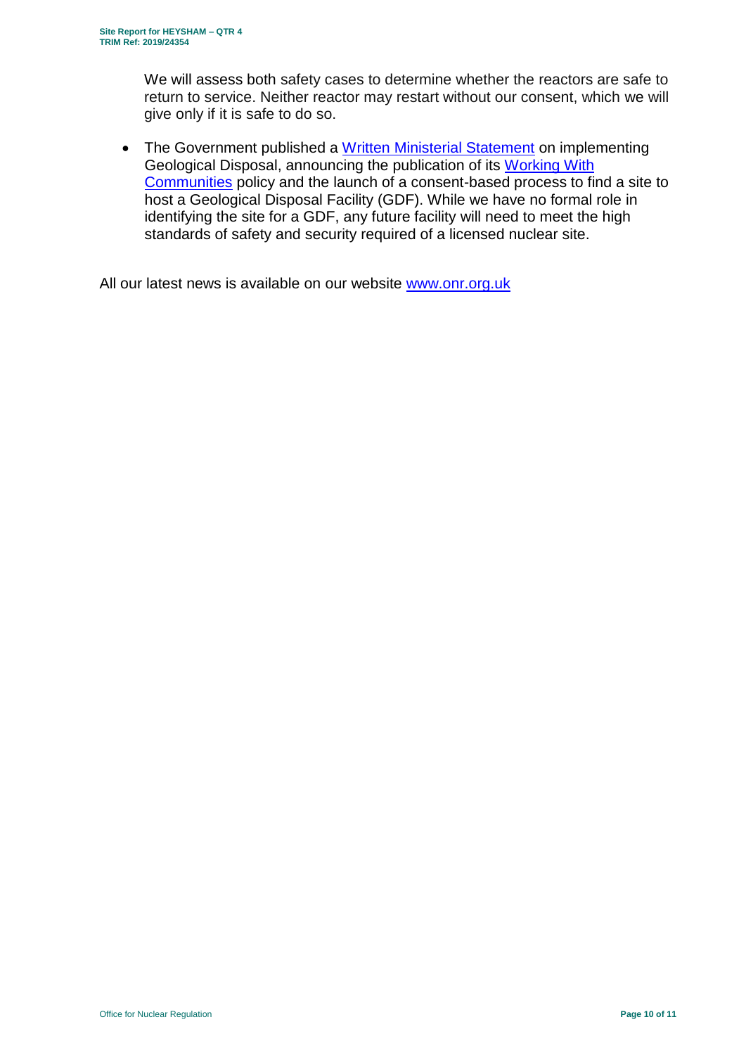We will assess both safety cases to determine whether the reactors are safe to return to service. Neither reactor may restart without our consent, which we will give only if it is safe to do so.

- The Government published a [Written Ministerial Statement](#) on implementing Geological Disposal, announcing the publication of its [Working With Communities](#) policy and the launch of a consent-based process to find a site to host a Geological Disposal Facility (GDF). While we have no formal role in identifying the site for a GDF, any future facility will need to meet the high standards of safety and security required of a licensed nuclear site.

All our latest news is available on our website [www.onr.org.uk](http://www.onr.org.uk)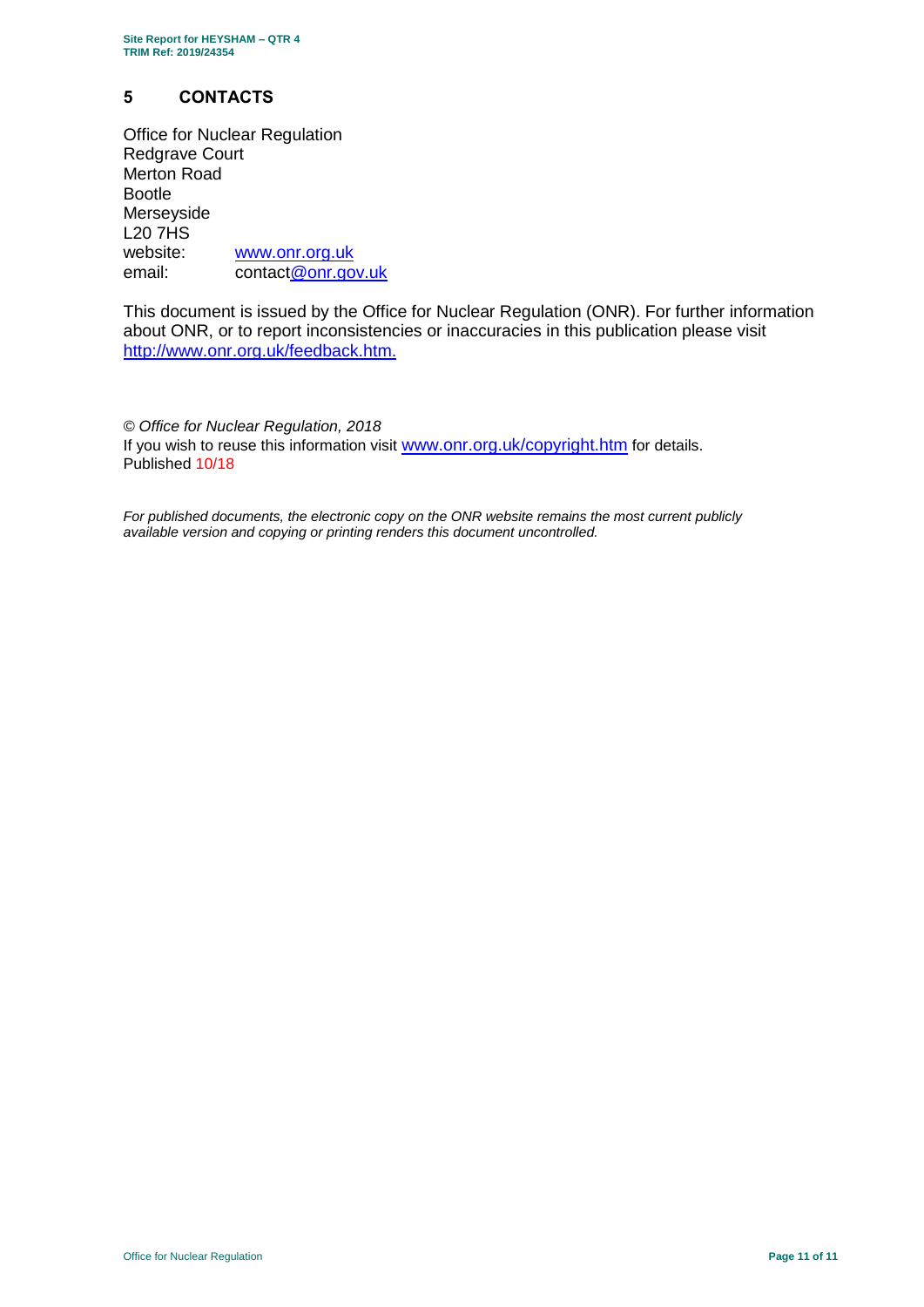## 5 CONTACTS

Office for Nuclear Regulation
Redgrave Court
Merton Road
Bootle
Merseyside
L20 7HS
website: www.onr.org.uk
email: contact@onr.gov.uk

This document is issued by the Office for Nuclear Regulation (ONR). For further information about ONR, or to report inconsistencies or inaccuracies in this publication please visit http://www.onr.org.uk/feedback.htm.

*© Office for Nuclear Regulation, 2018*
If you wish to reuse this information visit www.onr.org.uk/copyright.htm for details.
Published 10/18

*For published documents, the electronic copy on the ONR website remains the most current publicly available version and copying or printing renders this document uncontrolled.*